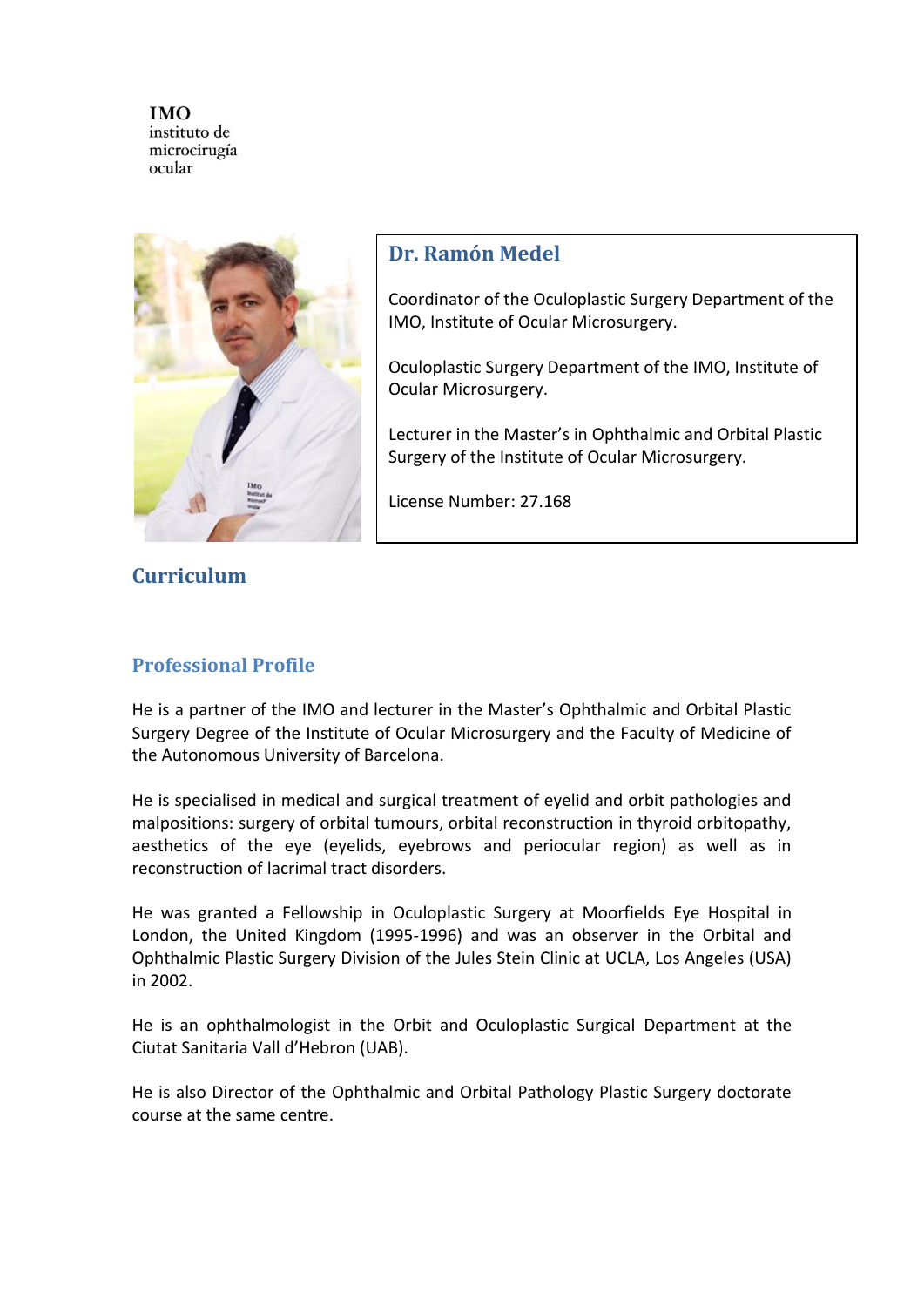**IMO**
instituto de
microcirugía
ocular

## Dr. Ramón Medel

Coordinator of the Oculoplastic Surgery Department of the IMO, Institute of Ocular Microsurgery.

Oculoplastic Surgery Department of the IMO, Institute of Ocular Microsurgery.

Lecturer in the Master's in Ophthalmic and Orbital Plastic Surgery of the Institute of Ocular Microsurgery.

License Number: 27.168

# Curriculum

## Professional Profile

He is a partner of the IMO and lecturer in the Master's Ophthalmic and Orbital Plastic Surgery Degree of the Institute of Ocular Microsurgery and the Faculty of Medicine of the Autonomous University of Barcelona.

He is specialised in medical and surgical treatment of eyelid and orbit pathologies and malpositions: surgery of orbital tumours, orbital reconstruction in thyroid orbitopathy, aesthetics of the eye (eyelids, eyebrows and periocular region) as well as in reconstruction of lacrimal tract disorders.

He was granted a Fellowship in Oculoplastic Surgery at Moorfields Eye Hospital in London, the United Kingdom (1995-1996) and was an observer in the Orbital and Ophthalmic Plastic Surgery Division of the Jules Stein Clinic at UCLA, Los Angeles (USA) in 2002.

He is an ophthalmologist in the Orbit and Oculoplastic Surgical Department at the Ciutat Sanitaria Vall d'Hebron (UAB).

He is also Director of the Ophthalmic and Orbital Pathology Plastic Surgery doctorate course at the same centre.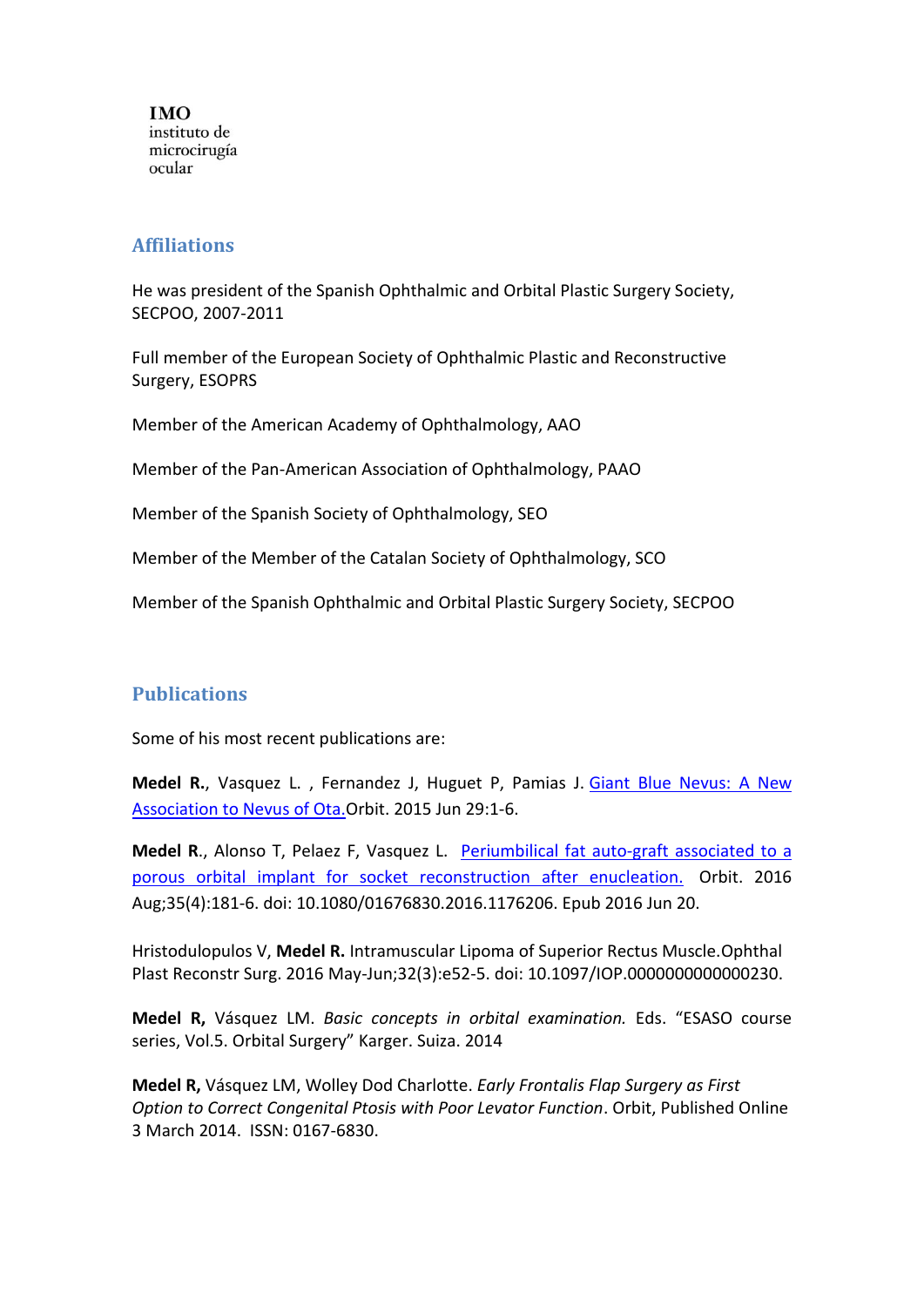**IMO**
instituto de
microcirugía
ocular

## Affiliations

He was president of the Spanish Ophthalmic and Orbital Plastic Surgery Society, SECPOO, 2007-2011

Full member of the European Society of Ophthalmic Plastic and Reconstructive Surgery, ESOPRS

Member of the American Academy of Ophthalmology, AAO

Member of the Pan-American Association of Ophthalmology, PAAO

Member of the Spanish Society of Ophthalmology, SEO

Member of the Member of the Catalan Society of Ophthalmology, SCO

Member of the Spanish Ophthalmic and Orbital Plastic Surgery Society, SECPOO

## Publications

Some of his most recent publications are:

**Medel R.**, Vasquez L. , Fernandez J, Huguet P, Pamias J. Giant Blue Nevus: A New Association to Nevus of Ota.Orbit. 2015 Jun 29:1-6.

**Medel R.**, Alonso T, Pelaez F, Vasquez L. Periumbilical fat auto-graft associated to a porous orbital implant for socket reconstruction after enucleation. Orbit. 2016 Aug;35(4):181-6. doi: 10.1080/01676830.2016.1176206. Epub 2016 Jun 20.

Hristodulopulos V, **Medel R.** Intramuscular Lipoma of Superior Rectus Muscle.Ophthal Plast Reconstr Surg. 2016 May-Jun;32(3):e52-5. doi: 10.1097/IOP.0000000000000230.

**Medel R,** Vásquez LM. *Basic concepts in orbital examination.* Eds. "ESASO course series, Vol.5. Orbital Surgery" Karger. Suiza. 2014

**Medel R,** Vásquez LM, Wolley Dod Charlotte. *Early Frontalis Flap Surgery as First Option to Correct Congenital Ptosis with Poor Levator Function*. Orbit, Published Online 3 March 2014. ISSN: 0167-6830.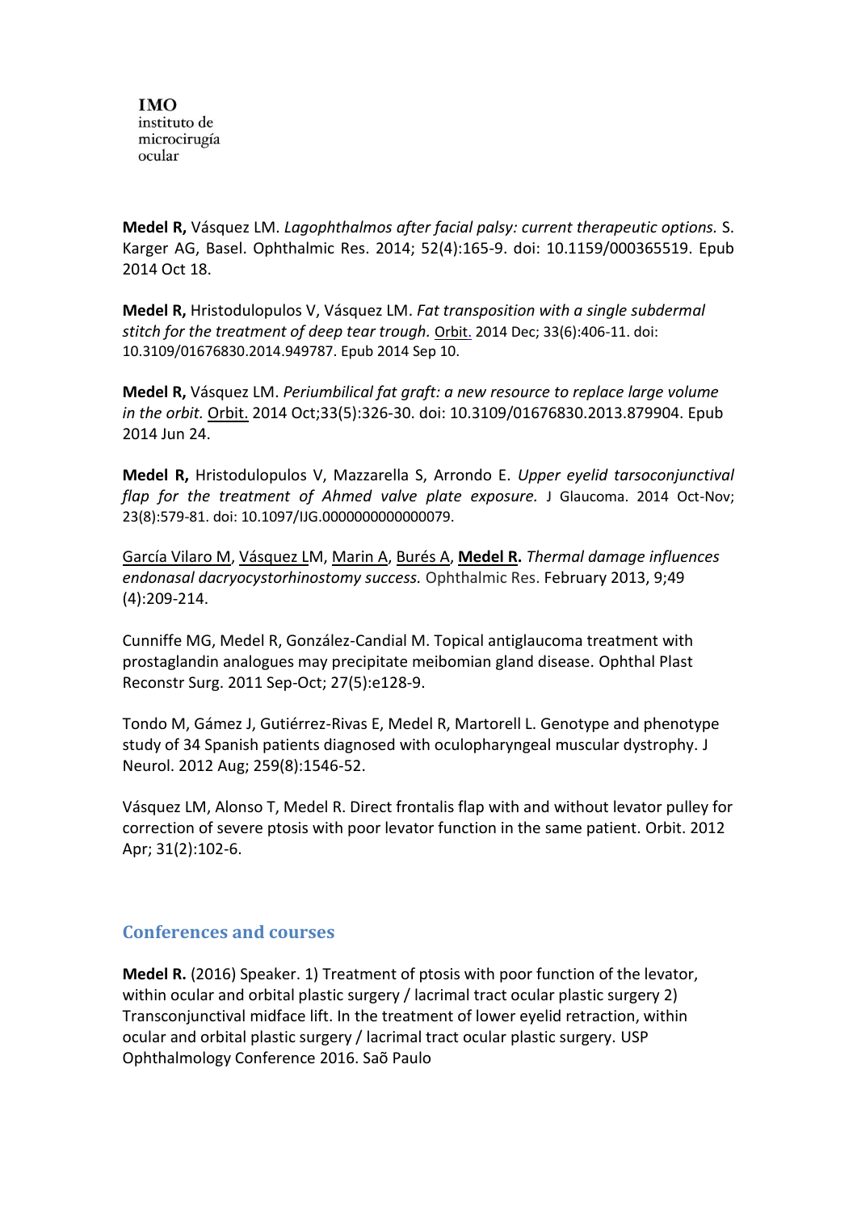**Medel R,** Vásquez LM. *Lagophthalmos after facial palsy: current therapeutic options.* S. Karger AG, Basel. Ophthalmic Res. 2014; 52(4):165-9. doi: 10.1159/000365519. Epub 2014 Oct 18.

**Medel R,** Hristodulopulos V, Vásquez LM. *Fat transposition with a single subdermal stitch for the treatment of deep tear trough.* Orbit. 2014 Dec; 33(6):406-11. doi: 10.3109/01676830.2014.949787. Epub 2014 Sep 10.

**Medel R,** Vásquez LM. *Periumbilical fat graft: a new resource to replace large volume in the orbit.* Orbit. 2014 Oct;33(5):326-30. doi: 10.3109/01676830.2013.879904. Epub 2014 Jun 24.

**Medel R,** Hristodulopulos V, Mazzarella S, Arrondo E. *Upper eyelid tarsoconjunctival flap for the treatment of Ahmed valve plate exposure.* J Glaucoma. 2014 Oct-Nov; 23(8):579-81. doi: 10.1097/IJG.0000000000000079.

García Vilaro M, Vásquez LM, Marin A, Burés A, **Medel R.** *Thermal damage influences endonasal dacryocystorhinostomy success.* Ophthalmic Res. February 2013, 9;49 (4):209-214.

Cunniffe MG, Medel R, González-Candial M. Topical antiglaucoma treatment with prostaglandin analogues may precipitate meibomian gland disease. Ophthal Plast Reconstr Surg. 2011 Sep-Oct; 27(5):e128-9.

Tondo M, Gámez J, Gutiérrez-Rivas E, Medel R, Martorell L. Genotype and phenotype study of 34 Spanish patients diagnosed with oculopharyngeal muscular dystrophy. J Neurol. 2012 Aug; 259(8):1546-52.

Vásquez LM, Alonso T, Medel R. Direct frontalis flap with and without levator pulley for correction of severe ptosis with poor levator function in the same patient. Orbit. 2012 Apr; 31(2):102-6.

## Conferences and courses

**Medel R.** (2016) Speaker. 1) Treatment of ptosis with poor function of the levator, within ocular and orbital plastic surgery / lacrimal tract ocular plastic surgery 2) Transconjunctival midface lift. In the treatment of lower eyelid retraction, within ocular and orbital plastic surgery / lacrimal tract ocular plastic surgery. USP Ophthalmology Conference 2016. Saõ Paulo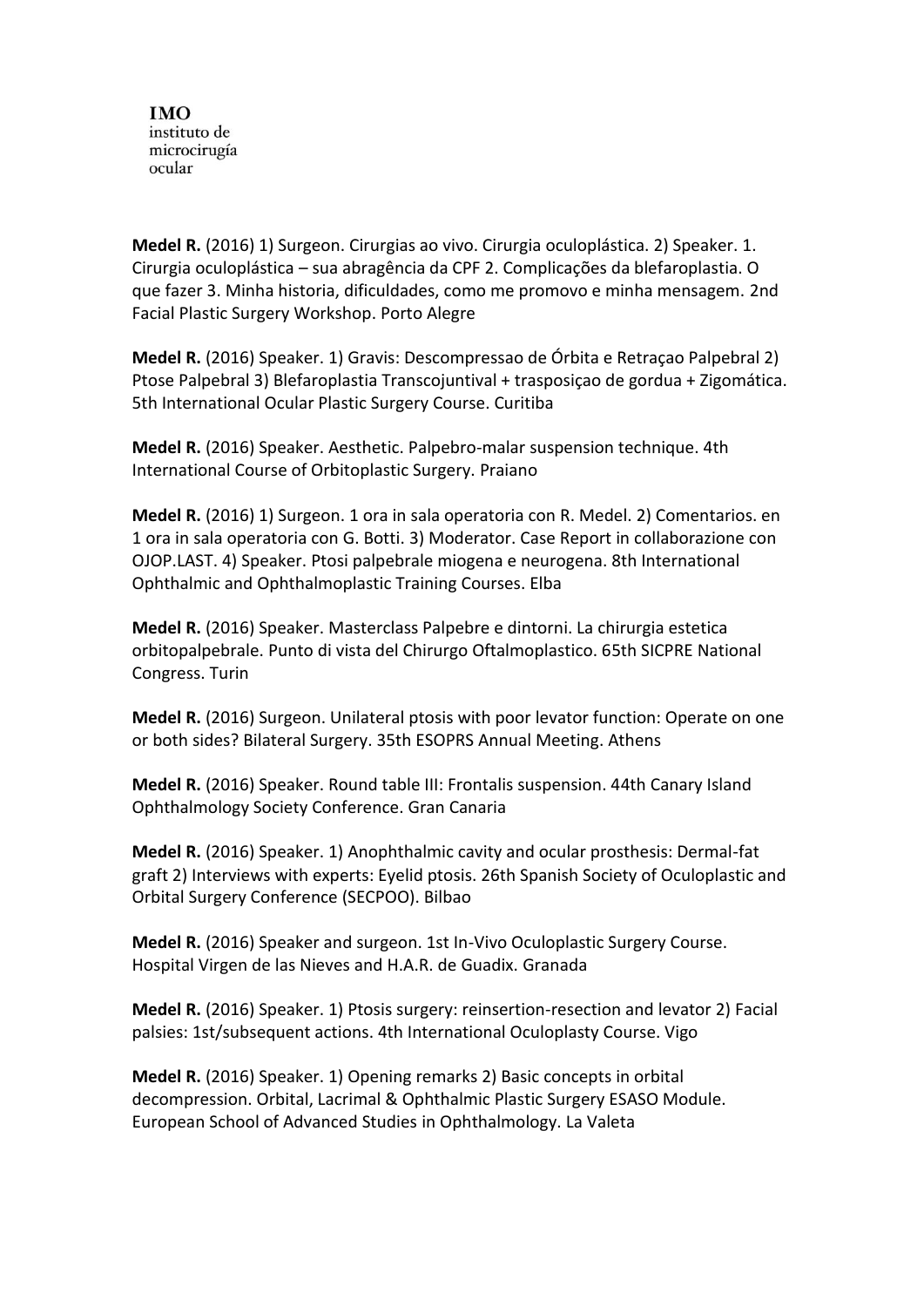**IMO**
instituto de
microcirugía
ocular

**Medel R.** (2016) 1) Surgeon. Cirurgias ao vivo. Cirurgia oculoplástica. 2) Speaker. 1. Cirurgia oculoplástica – sua abragência da CPF 2. Complicações da blefaroplastia. O que fazer 3. Minha historia, dificuldades, como me promovo e minha mensagem. 2nd Facial Plastic Surgery Workshop. Porto Alegre

**Medel R.** (2016) Speaker. 1) Gravis: Descompressao de Órbita e Retraçao Palpebral 2) Ptose Palpebral 3) Blefaroplastia Transcojuntival + trasposiçao de gordua + Zigomática. 5th International Ocular Plastic Surgery Course. Curitiba

**Medel R.** (2016) Speaker. Aesthetic. Palpebro-malar suspension technique. 4th International Course of Orbitoplastic Surgery. Praiano

**Medel R.** (2016) 1) Surgeon. 1 ora in sala operatoria con R. Medel. 2) Comentarios. en 1 ora in sala operatoria con G. Botti. 3) Moderator. Case Report in collaborazione con OJOP.LAST. 4) Speaker. Ptosi palpebrale miogena e neurogena. 8th International Ophthalmic and Ophthalmoplastic Training Courses. Elba

**Medel R.** (2016) Speaker. Masterclass Palpebre e dintorni. La chirurgia estetica orbitopalpebrale. Punto di vista del Chirurgo Oftalmoplastico. 65th SICPRE National Congress. Turin

**Medel R.** (2016) Surgeon. Unilateral ptosis with poor levator function: Operate on one or both sides? Bilateral Surgery. 35th ESOPRS Annual Meeting. Athens

**Medel R.** (2016) Speaker. Round table III: Frontalis suspension. 44th Canary Island Ophthalmology Society Conference. Gran Canaria

**Medel R.** (2016) Speaker. 1) Anophthalmic cavity and ocular prosthesis: Dermal-fat graft 2) Interviews with experts: Eyelid ptosis. 26th Spanish Society of Oculoplastic and Orbital Surgery Conference (SECPOO). Bilbao

**Medel R.** (2016) Speaker and surgeon. 1st In-Vivo Oculoplastic Surgery Course. Hospital Virgen de las Nieves and H.A.R. de Guadix. Granada

**Medel R.** (2016) Speaker. 1) Ptosis surgery: reinsertion-resection and levator 2) Facial palsies: 1st/subsequent actions. 4th International Oculoplasty Course. Vigo

**Medel R.** (2016) Speaker. 1) Opening remarks 2) Basic concepts in orbital decompression. Orbital, Lacrimal & Ophthalmic Plastic Surgery ESASO Module. European School of Advanced Studies in Ophthalmology. La Valeta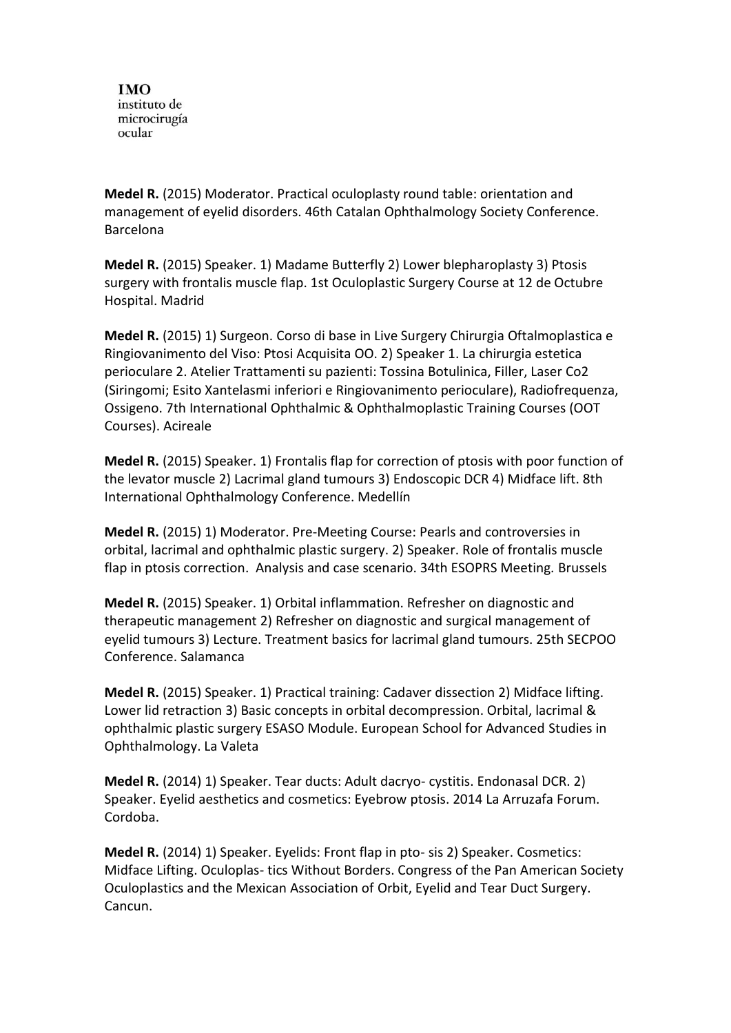**Medel R.** (2015) Moderator. Practical oculoplasty round table: orientation and management of eyelid disorders. 46th Catalan Ophthalmology Society Conference. Barcelona

**Medel R.** (2015) Speaker. 1) Madame Butterfly 2) Lower blepharoplasty 3) Ptosis surgery with frontalis muscle flap. 1st Oculoplastic Surgery Course at 12 de Octubre Hospital. Madrid

**Medel R.** (2015) 1) Surgeon. Corso di base in Live Surgery Chirurgia Oftalmoplastica e Ringiovanimento del Viso: Ptosi Acquisita OO. 2) Speaker 1. La chirurgia estetica perioculare 2. Atelier Trattamenti su pazienti: Tossina Botulinica, Filler, Laser Co2 (Siringomi; Esito Xantelasmi inferiori e Ringiovanimento perioculare), Radiofrequenza, Ossigeno. 7th International Ophthalmic & Ophthalmoplastic Training Courses (OOT Courses). Acireale

**Medel R.** (2015) Speaker. 1) Frontalis flap for correction of ptosis with poor function of the levator muscle 2) Lacrimal gland tumours 3) Endoscopic DCR 4) Midface lift. 8th International Ophthalmology Conference. Medellín

**Medel R.** (2015) 1) Moderator. Pre-Meeting Course: Pearls and controversies in orbital, lacrimal and ophthalmic plastic surgery. 2) Speaker. Role of frontalis muscle flap in ptosis correction. Analysis and case scenario. 34th ESOPRS Meeting. Brussels

**Medel R.** (2015) Speaker. 1) Orbital inflammation. Refresher on diagnostic and therapeutic management 2) Refresher on diagnostic and surgical management of eyelid tumours 3) Lecture. Treatment basics for lacrimal gland tumours. 25th SECPOO Conference. Salamanca

**Medel R.** (2015) Speaker. 1) Practical training: Cadaver dissection 2) Midface lifting. Lower lid retraction 3) Basic concepts in orbital decompression. Orbital, lacrimal & ophthalmic plastic surgery ESASO Module. European School for Advanced Studies in Ophthalmology. La Valeta

**Medel R.** (2014) 1) Speaker. Tear ducts: Adult dacryo- cystitis. Endonasal DCR. 2) Speaker. Eyelid aesthetics and cosmetics: Eyebrow ptosis. 2014 La Arruzafa Forum. Cordoba.

**Medel R.** (2014) 1) Speaker. Eyelids: Front flap in pto- sis 2) Speaker. Cosmetics: Midface Lifting. Oculoplas- tics Without Borders. Congress of the Pan American Society Oculoplastics and the Mexican Association of Orbit, Eyelid and Tear Duct Surgery. Cancun.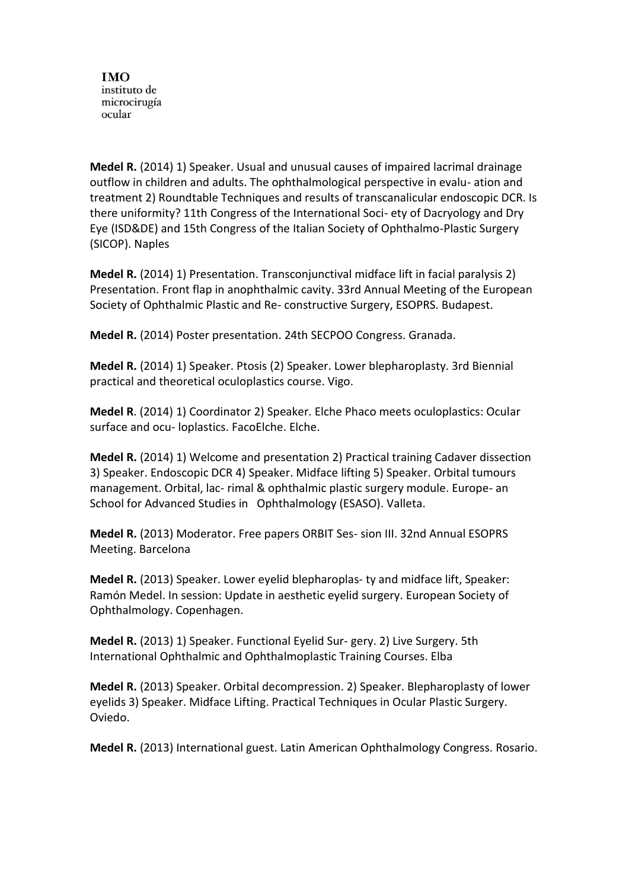**Medel R.** (2014) 1) Speaker. Usual and unusual causes of impaired lacrimal drainage outflow in children and adults. The ophthalmological perspective in evalu- ation and treatment 2) Roundtable Techniques and results of transcanalicular endoscopic DCR. Is there uniformity? 11th Congress of the International Soci- ety of Dacryology and Dry Eye (ISD&DE) and 15th Congress of the Italian Society of Ophthalmo-Plastic Surgery (SICOP). Naples

**Medel R.** (2014) 1) Presentation. Transconjunctival midface lift in facial paralysis 2) Presentation. Front flap in anophthalmic cavity. 33rd Annual Meeting of the European Society of Ophthalmic Plastic and Re- constructive Surgery, ESOPRS. Budapest.

**Medel R.** (2014) Poster presentation. 24th SECPOO Congress. Granada.

**Medel R.** (2014) 1) Speaker. Ptosis (2) Speaker. Lower blepharoplasty. 3rd Biennial practical and theoretical oculoplastics course. Vigo.

**Medel R**. (2014) 1) Coordinator 2) Speaker. Elche Phaco meets oculoplastics: Ocular surface and ocu- loplastics. FacoElche. Elche.

**Medel R.** (2014) 1) Welcome and presentation 2) Practical training Cadaver dissection 3) Speaker. Endoscopic DCR 4) Speaker. Midface lifting 5) Speaker. Orbital tumours management. Orbital, lac- rimal & ophthalmic plastic surgery module. Europe- an School for Advanced Studies in Ophthalmology (ESASO). Valleta.

**Medel R.** (2013) Moderator. Free papers ORBIT Ses- sion III. 32nd Annual ESOPRS Meeting. Barcelona

**Medel R.** (2013) Speaker. Lower eyelid blepharoplas- ty and midface lift, Speaker: Ramón Medel. In session: Update in aesthetic eyelid surgery. European Society of Ophthalmology. Copenhagen.

**Medel R.** (2013) 1) Speaker. Functional Eyelid Sur- gery. 2) Live Surgery. 5th International Ophthalmic and Ophthalmoplastic Training Courses. Elba

**Medel R.** (2013) Speaker. Orbital decompression. 2) Speaker. Blepharoplasty of lower eyelids 3) Speaker. Midface Lifting. Practical Techniques in Ocular Plastic Surgery. Oviedo.

**Medel R.** (2013) International guest. Latin American Ophthalmology Congress. Rosario.